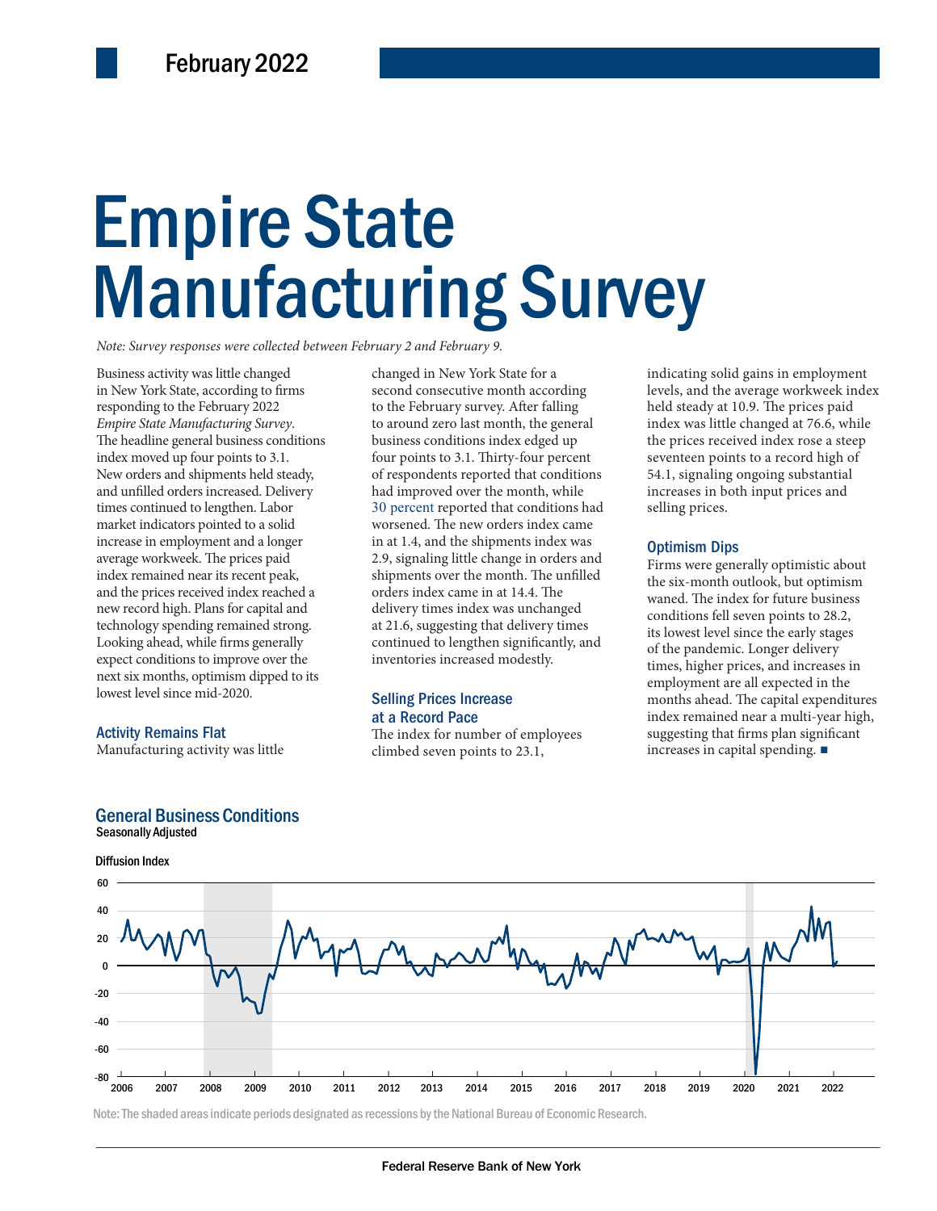February 2022

# Empire State Manufacturing Survey

*Note: Survey responses were collected between February 2 and February 9.*

Business activity was little changed in New York State, according to firms responding to the February 2022 *Empire State Manufacturing Survey*. The headline general business conditions index moved up four points to 3.1. New orders and shipments held steady, and unfilled orders increased. Delivery times continued to lengthen. Labor market indicators pointed to a solid increase in employment and a longer average workweek. The prices paid index remained near its recent peak, and the prices received index reached a new record high. Plans for capital and technology spending remained strong. Looking ahead, while firms generally expect conditions to improve over the next six months, optimism dipped to its lowest level since mid-2020.

## Activity Remains Flat

Manufacturing activity was little changed in New York State for a second consecutive month according to the February survey. After falling to around zero last month, the general business conditions index edged up four points to 3.1. Thirty-four percent of respondents reported that conditions had improved over the month, while 30 percent reported that conditions had worsened. The new orders index came in at 1.4, and the shipments index was 2.9, signaling little change in orders and shipments over the month. The unfilled orders index came in at 14.4. The delivery times index was unchanged at 21.6, suggesting that delivery times continued to lengthen significantly, and inventories increased modestly.

## Selling Prices Increase at a Record Pace

The index for number of employees climbed seven points to 23.1, indicating solid gains in employment levels, and the average workweek index held steady at 10.9. The prices paid index was little changed at 76.6, while the prices received index rose a steep seventeen points to a record high of 54.1, signaling ongoing substantial increases in both input prices and selling prices.

## Optimism Dips

Firms were generally optimistic about the six-month outlook, but optimism waned. The index for future business conditions fell seven points to 28.2, its lowest level since the early stages of the pandemic. Longer delivery times, higher prices, and increases in employment are all expected in the months ahead. The capital expenditures index remained near a multi-year high, suggesting that firms plan significant increases in capital spending. ■

## General Business Conditions

Seasonally Adjusted

Diffusion Index

Note: The shaded areas indicate periods designated as recessions by the National Bureau of Economic Research.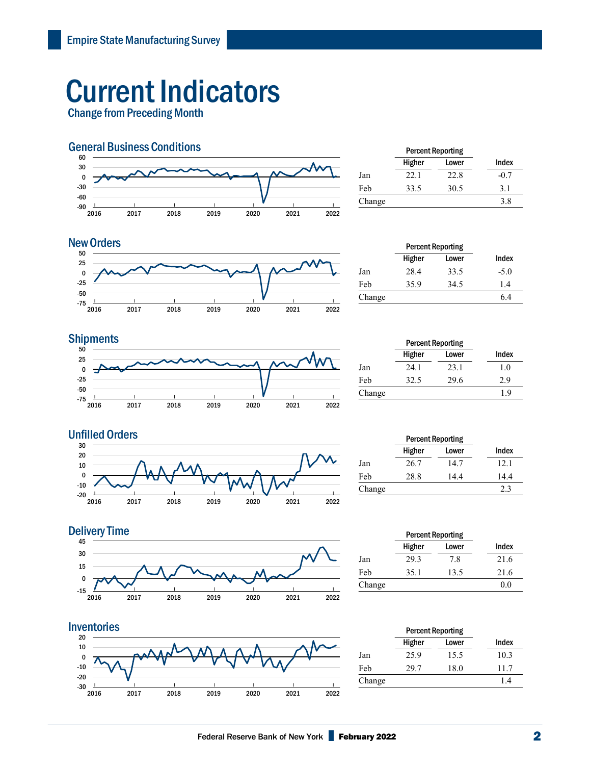# Current Indicators

Change from Preceding Month

## General Business Conditions

| | Percent Reporting | | |
|---|---|---|---|
| | Higher | Lower | Index |
| Jan | 22.1 | 22.8 | -0.7 |
| Feb | 33.5 | 30.5 | 3.1 |
| Change | | | 3.8 |

## New Orders

| | Percent Reporting | | |
|---|---|---|---|
| | Higher | Lower | Index |
| Jan | 28.4 | 33.5 | -5.0 |
| Feb | 35.9 | 34.5 | 1.4 |
| Change | | | 6.4 |

## Shipments

| | Percent Reporting | | |
|---|---|---|---|
| | Higher | Lower | Index |
| Jan | 24.1 | 23.1 | 1.0 |
| Feb | 32.5 | 29.6 | 2.9 |
| Change | | | 1.9 |

## Unfilled Orders

| | Percent Reporting | | |
|---|---|---|---|
| | Higher | Lower | Index |
| Jan | 26.7 | 14.7 | 12.1 |
| Feb | 28.8 | 14.4 | 14.4 |
| Change | | | 2.3 |

## Delivery Time

| | Percent Reporting | | |
|---|---|---|---|
| | Higher | Lower | Index |
| Jan | 29.3 | 7.8 | 21.6 |
| Feb | 35.1 | 13.5 | 21.6 |
| Change | | | 0.0 |

## Inventories

| | Percent Reporting | | |
|---|---|---|---|
| | Higher | Lower | Index |
| Jan | 25.9 | 15.5 | 10.3 |
| Feb | 29.7 | 18.0 | 11.7 |
| Change | | | 1.4 |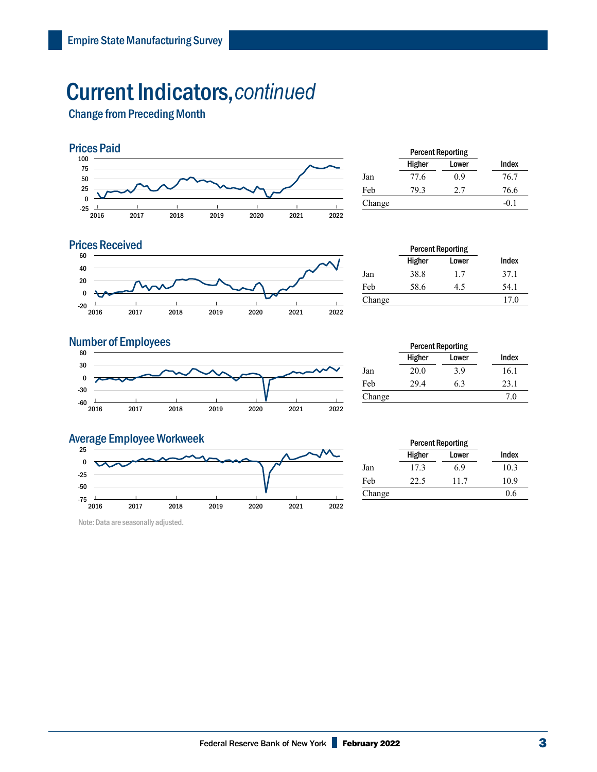# Current Indicators, *continued*

## Change from Preceding Month

### Prices Paid

| | Percent Reporting | | |
|---|---|---|---|
| | Higher | Lower | Index |
| Jan | 77.6 | 0.9 | 76.7 |
| Feb | 79.3 | 2.7 | 76.6 |
| Change | | | -0.1 |

### Prices Received

| | Percent Reporting | | |
|---|---|---|---|
| | Higher | Lower | Index |
| Jan | 38.8 | 1.7 | 37.1 |
| Feb | 58.6 | 4.5 | 54.1 |
| Change | | | 17.0 |

### Number of Employees

| | Percent Reporting | | |
|---|---|---|---|
| | Higher | Lower | Index |
| Jan | 20.0 | 3.9 | 16.1 |
| Feb | 29.4 | 6.3 | 23.1 |
| Change | | | 7.0 |

### Average Employee Workweek

| | Percent Reporting | | |
|---|---|---|---|
| | Higher | Lower | Index |
| Jan | 17.3 | 6.9 | 10.3 |
| Feb | 22.5 | 11.7 | 10.9 |
| Change | | | 0.6 |

Note: Data are seasonally adjusted.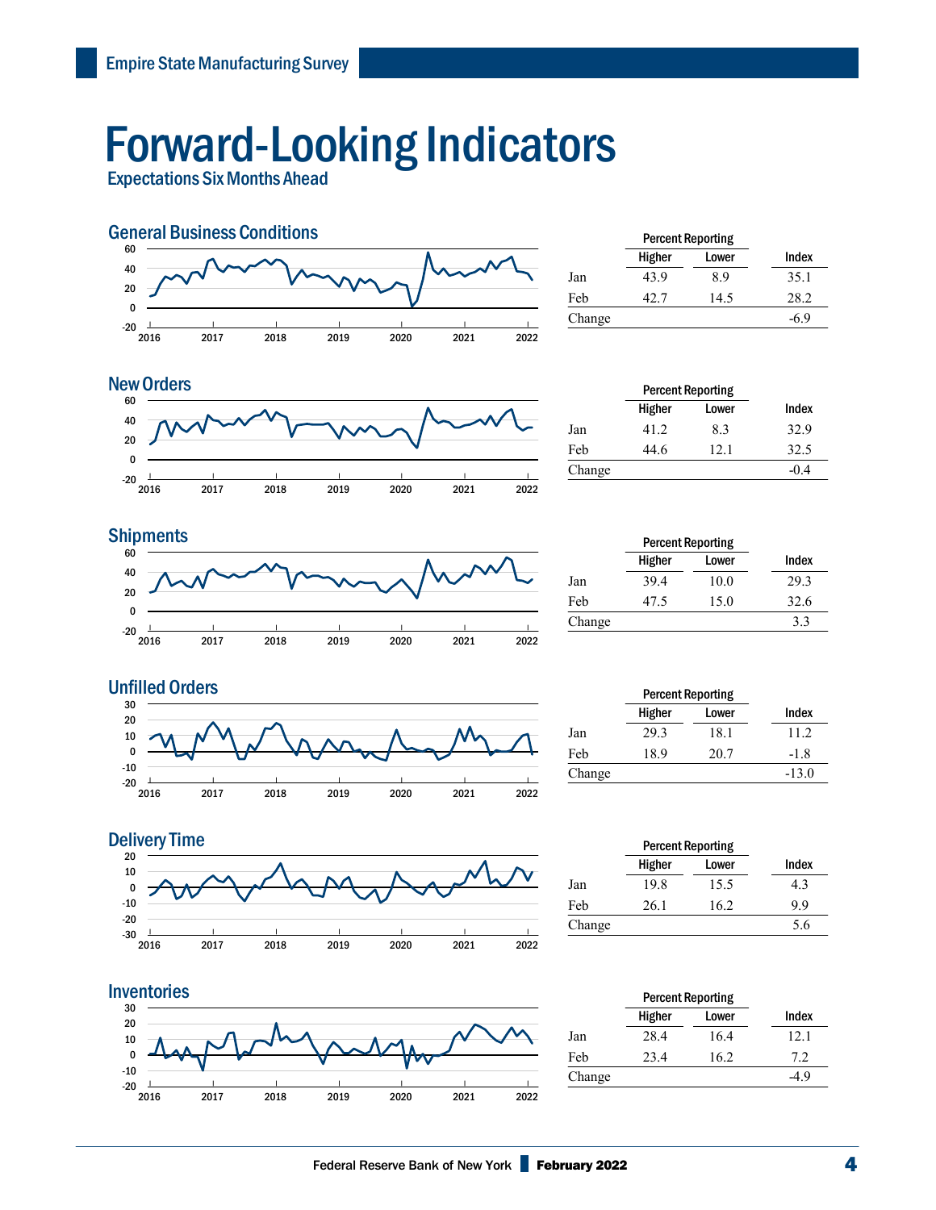# Forward-Looking Indicators

## Expectations Six Months Ahead

### General Business Conditions

| | Percent Reporting Higher | Percent Reporting Lower | Index |
|---|---|---|---|
| Jan | 43.9 | 8.9 | 35.1 |
| Feb | 42.7 | 14.5 | 28.2 |
| Change | | | -6.9 |

### New Orders

| | Percent Reporting Higher | Percent Reporting Lower | Index |
|---|---|---|---|
| Jan | 41.2 | 8.3 | 32.9 |
| Feb | 44.6 | 12.1 | 32.5 |
| Change | | | -0.4 |

### Shipments

| | Percent Reporting Higher | Percent Reporting Lower | Index |
|---|---|---|---|
| Jan | 39.4 | 10.0 | 29.3 |
| Feb | 47.5 | 15.0 | 32.6 |
| Change | | | 3.3 |

### Unfilled Orders

| | Percent Reporting Higher | Percent Reporting Lower | Index |
|---|---|---|---|
| Jan | 29.3 | 18.1 | 11.2 |
| Feb | 18.9 | 20.7 | -1.8 |
| Change | | | -13.0 |

### Delivery Time

| | Percent Reporting Higher | Percent Reporting Lower | Index |
|---|---|---|---|
| Jan | 19.8 | 15.5 | 4.3 |
| Feb | 26.1 | 16.2 | 9.9 |
| Change | | | 5.6 |

### Inventories

| | Percent Reporting Higher | Percent Reporting Lower | Index |
|---|---|---|---|
| Jan | 28.4 | 16.4 | 12.1 |
| Feb | 23.4 | 16.2 | 7.2 |
| Change | | | -4.9 |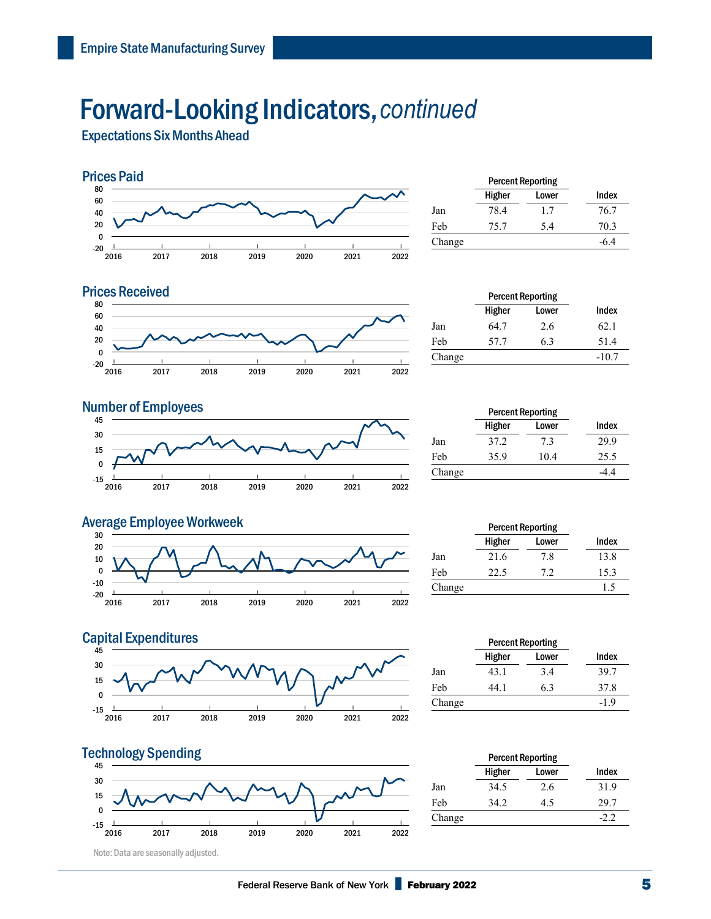# Forward-Looking Indicators, *continued*

## Expectations Six Months Ahead

### Prices Paid

80
60
40
20
0
-20
2016 2017 2018 2019 2020 2021 2022

| | Percent Reporting | | |
|---|---|---|---|
| | Higher | Lower | Index |
| Jan | 78.4 | 1.7 | 76.7 |
| Feb | 75.7 | 5.4 | 70.3 |
| Change | | | -6.4 |

### Prices Received

80
60
40
20
0
-20
2016 2017 2018 2019 2020 2021 2022

| | Percent Reporting | | |
|---|---|---|---|
| | Higher | Lower | Index |
| Jan | 64.7 | 2.6 | 62.1 |
| Feb | 57.7 | 6.3 | 51.4 |
| Change | | | -10.7 |

### Number of Employees

45
30
15
0
-15
2016 2017 2018 2019 2020 2021 2022

| | Percent Reporting | | |
|---|---|---|---|
| | Higher | Lower | Index |
| Jan | 37.2 | 7.3 | 29.9 |
| Feb | 35.9 | 10.4 | 25.5 |
| Change | | | -4.4 |

### Average Employee Workweek

30
20
10
0
-10
-20
2016 2017 2018 2019 2020 2021 2022

| | Percent Reporting | | |
|---|---|---|---|
| | Higher | Lower | Index |
| Jan | 21.6 | 7.8 | 13.8 |
| Feb | 22.5 | 7.2 | 15.3 |
| Change | | | 1.5 |

### Capital Expenditures

45
30
15
0
-15
2016 2017 2018 2019 2020 2021 2022

| | Percent Reporting | | |
|---|---|---|---|
| | Higher | Lower | Index |
| Jan | 43.1 | 3.4 | 39.7 |
| Feb | 44.1 | 6.3 | 37.8 |
| Change | | | -1.9 |

### Technology Spending

45
30
15
0
-15
2016 2017 2018 2019 2020 2021 2022

| | Percent Reporting | | |
|---|---|---|---|
| | Higher | Lower | Index |
| Jan | 34.5 | 2.6 | 31.9 |
| Feb | 34.2 | 4.5 | 29.7 |
| Change | | | -2.2 |

Note: Data are seasonally adjusted.